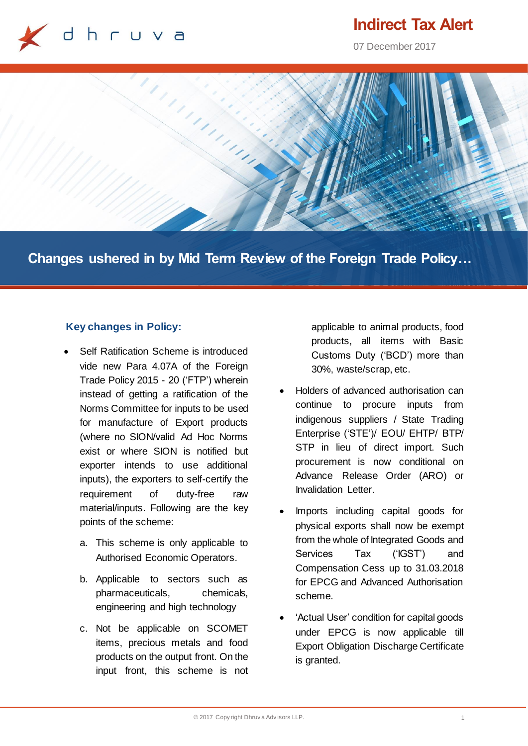dhruva

# Indirect Tax Alert

07 December 2017

## Changes ushered in by Mid Term Review of the Foreign Trade Policy…

### Key changes in Policy:

- Self Ratification Scheme is introduced vide new Para 4.07A of the Foreign Trade Policy 2015 - 20 ('FTP') wherein instead of getting a ratification of the Norms Committee for inputs to be used for manufacture of Export products (where no SION/valid Ad Hoc Norms exist or where SION is notified but exporter intends to use additional inputs), the exporters to self-certify the requirement of duty-free raw material/inputs. Following are the key points of the scheme:
  a. This scheme is only applicable to Authorised Economic Operators.
  b. Applicable to sectors such as pharmaceuticals, chemicals, engineering and high technology
  c. Not be applicable on SCOMET items, precious metals and food products on the output front. On the input front, this scheme is not applicable to animal products, food products, all items with Basic Customs Duty ('BCD') more than 30%, waste/scrap, etc.
- Holders of advanced authorisation can continue to procure inputs from indigenous suppliers / State Trading Enterprise ('STE')/ EOU/ EHTP/ BTP/ STP in lieu of direct import. Such procurement is now conditional on Advance Release Order (ARO) or Invalidation Letter.
- Imports including capital goods for physical exports shall now be exempt from the whole of Integrated Goods and Services Tax ('IGST') and Compensation Cess up to 31.03.2018 for EPCG and Advanced Authorisation scheme.
- 'Actual User' condition for capital goods under EPCG is now applicable till Export Obligation Discharge Certificate is granted.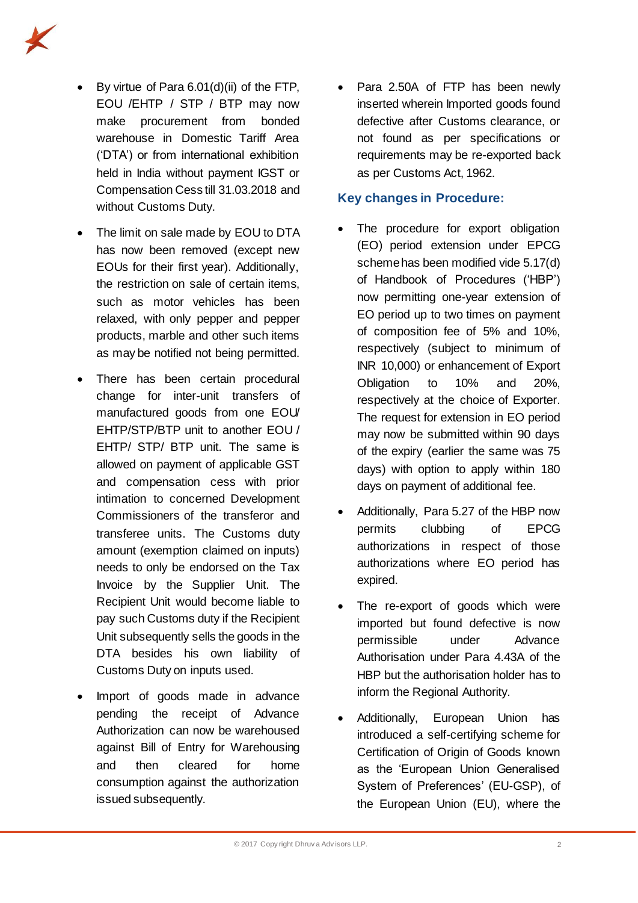- By virtue of Para 6.01(d)(ii) of the FTP, EOU /EHTP / STP / BTP may now make procurement from bonded warehouse in Domestic Tariff Area ('DTA') or from international exhibition held in India without payment IGST or Compensation Cess till 31.03.2018 and without Customs Duty.
- The limit on sale made by EOU to DTA has now been removed (except new EOUs for their first year). Additionally, the restriction on sale of certain items, such as motor vehicles has been relaxed, with only pepper and pepper products, marble and other such items as may be notified not being permitted.
- There has been certain procedural change for inter-unit transfers of manufactured goods from one EOU/ EHTP/STP/BTP unit to another EOU / EHTP/ STP/ BTP unit. The same is allowed on payment of applicable GST and compensation cess with prior intimation to concerned Development Commissioners of the transferor and transferee units. The Customs duty amount (exemption claimed on inputs) needs to only be endorsed on the Tax Invoice by the Supplier Unit. The Recipient Unit would become liable to pay such Customs duty if the Recipient Unit subsequently sells the goods in the DTA besides his own liability of Customs Duty on inputs used.
- Import of goods made in advance pending the receipt of Advance Authorization can now be warehoused against Bill of Entry for Warehousing and then cleared for home consumption against the authorization issued subsequently.
- Para 2.50A of FTP has been newly inserted wherein Imported goods found defective after Customs clearance, or not found as per specifications or requirements may be re-exported back as per Customs Act, 1962.

## Key changes in Procedure:

- The procedure for export obligation (EO) period extension under EPCG scheme has been modified vide 5.17(d) of Handbook of Procedures ('HBP') now permitting one-year extension of EO period up to two times on payment of composition fee of 5% and 10%, respectively (subject to minimum of INR 10,000) or enhancement of Export Obligation to 10% and 20%, respectively at the choice of Exporter. The request for extension in EO period may now be submitted within 90 days of the expiry (earlier the same was 75 days) with option to apply within 180 days on payment of additional fee.
- Additionally, Para 5.27 of the HBP now permits clubbing of EPCG authorizations in respect of those authorizations where EO period has expired.
- The re-export of goods which were imported but found defective is now permissible under Advance Authorisation under Para 4.43A of the HBP but the authorisation holder has to inform the Regional Authority.
- Additionally, European Union has introduced a self-certifying scheme for Certification of Origin of Goods known as the 'European Union Generalised System of Preferences' (EU-GSP), of the European Union (EU), where the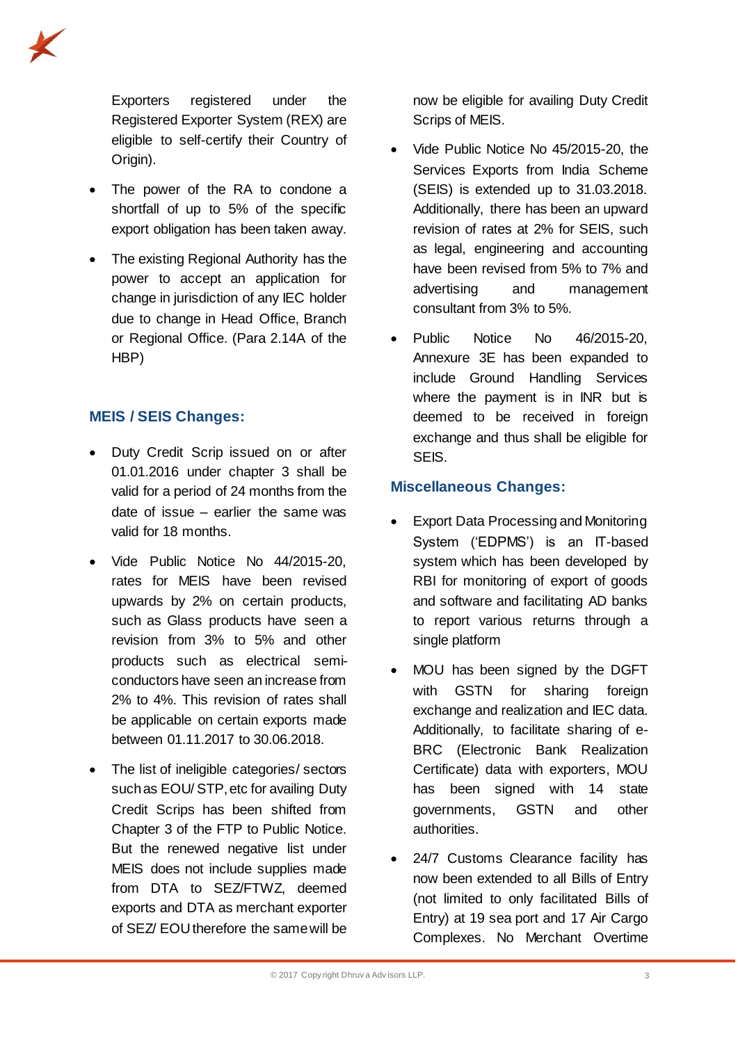Exporters registered under the Registered Exporter System (REX) are eligible to self-certify their Country of Origin).

- The power of the RA to condone a shortfall of up to 5% of the specific export obligation has been taken away.
- The existing Regional Authority has the power to accept an application for change in jurisdiction of any IEC holder due to change in Head Office, Branch or Regional Office. (Para 2.14A of the HBP)

### MEIS / SEIS Changes:

- Duty Credit Scrip issued on or after 01.01.2016 under chapter 3 shall be valid for a period of 24 months from the date of issue – earlier the same was valid for 18 months.
- Vide Public Notice No 44/2015-20, rates for MEIS have been revised upwards by 2% on certain products, such as Glass products have seen a revision from 3% to 5% and other products such as electrical semi-conductors have seen an increase from 2% to 4%. This revision of rates shall be applicable on certain exports made between 01.11.2017 to 30.06.2018.
- The list of ineligible categories/ sectors such as EOU/ STP, etc for availing Duty Credit Scrips has been shifted from Chapter 3 of the FTP to Public Notice. But the renewed negative list under MEIS does not include supplies made from DTA to SEZ/FTWZ, deemed exports and DTA as merchant exporter of SEZ/ EOU therefore the same will be now be eligible for availing Duty Credit Scrips of MEIS.
- Vide Public Notice No 45/2015-20, the Services Exports from India Scheme (SEIS) is extended up to 31.03.2018. Additionally, there has been an upward revision of rates at 2% for SEIS, such as legal, engineering and accounting have been revised from 5% to 7% and advertising and management consultant from 3% to 5%.
- Public Notice No 46/2015-20, Annexure 3E has been expanded to include Ground Handling Services where the payment is in INR but is deemed to be received in foreign exchange and thus shall be eligible for SEIS.

### Miscellaneous Changes:

- Export Data Processing and Monitoring System ('EDPMS') is an IT-based system which has been developed by RBI for monitoring of export of goods and software and facilitating AD banks to report various returns through a single platform
- MOU has been signed by the DGFT with GSTN for sharing foreign exchange and realization and IEC data. Additionally, to facilitate sharing of e-BRC (Electronic Bank Realization Certificate) data with exporters, MOU has been signed with 14 state governments, GSTN and other authorities.
- 24/7 Customs Clearance facility has now been extended to all Bills of Entry (not limited to only facilitated Bills of Entry) at 19 sea port and 17 Air Cargo Complexes. No Merchant Overtime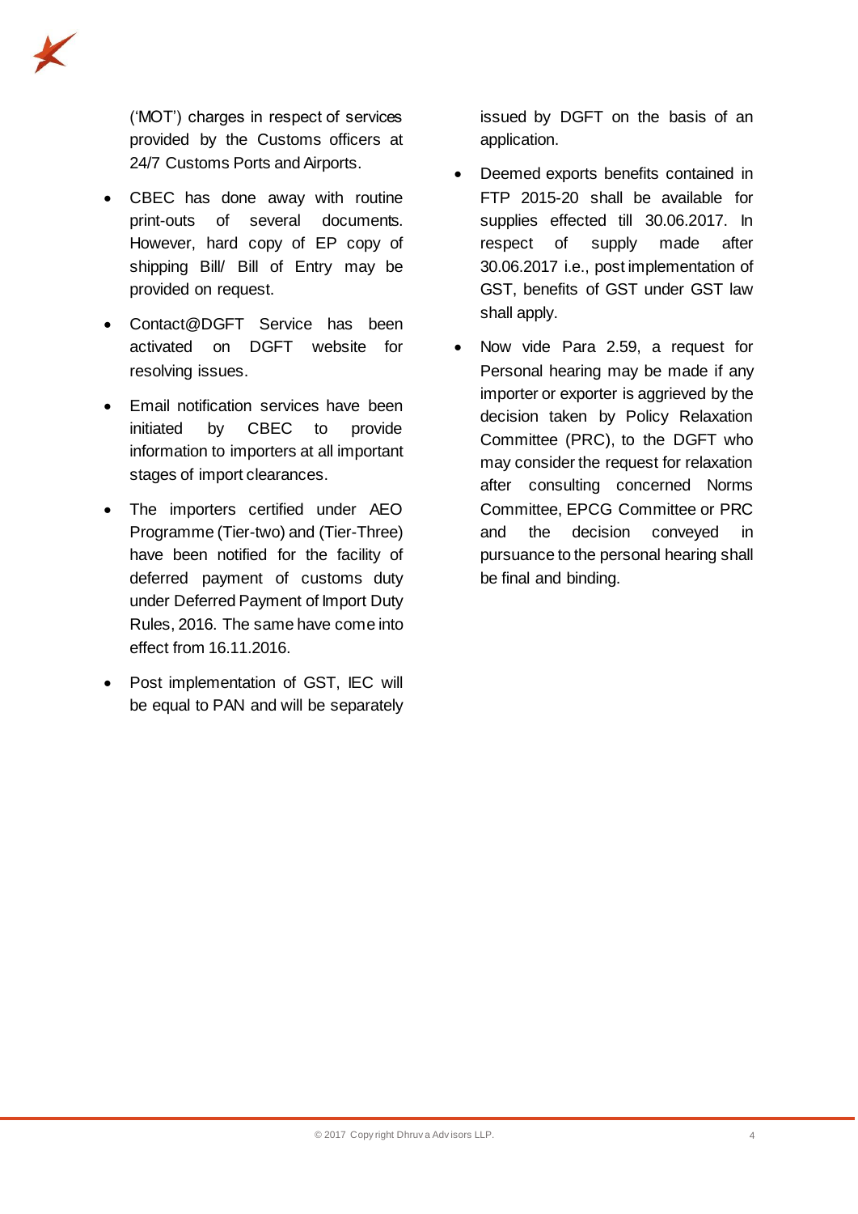('MOT') charges in respect of services provided by the Customs officers at 24/7 Customs Ports and Airports.

- CBEC has done away with routine print-outs of several documents. However, hard copy of EP copy of shipping Bill/ Bill of Entry may be provided on request.
- Contact@DGFT Service has been activated on DGFT website for resolving issues.
- Email notification services have been initiated by CBEC to provide information to importers at all important stages of import clearances.
- The importers certified under AEO Programme (Tier-two) and (Tier-Three) have been notified for the facility of deferred payment of customs duty under Deferred Payment of Import Duty Rules, 2016. The same have come into effect from 16.11.2016.
- Post implementation of GST, IEC will be equal to PAN and will be separately issued by DGFT on the basis of an application.
- Deemed exports benefits contained in FTP 2015-20 shall be available for supplies effected till 30.06.2017. In respect of supply made after 30.06.2017 i.e., post implementation of GST, benefits of GST under GST law shall apply.
- Now vide Para 2.59, a request for Personal hearing may be made if any importer or exporter is aggrieved by the decision taken by Policy Relaxation Committee (PRC), to the DGFT who may consider the request for relaxation after consulting concerned Norms Committee, EPCG Committee or PRC and the decision conveyed in pursuance to the personal hearing shall be final and binding.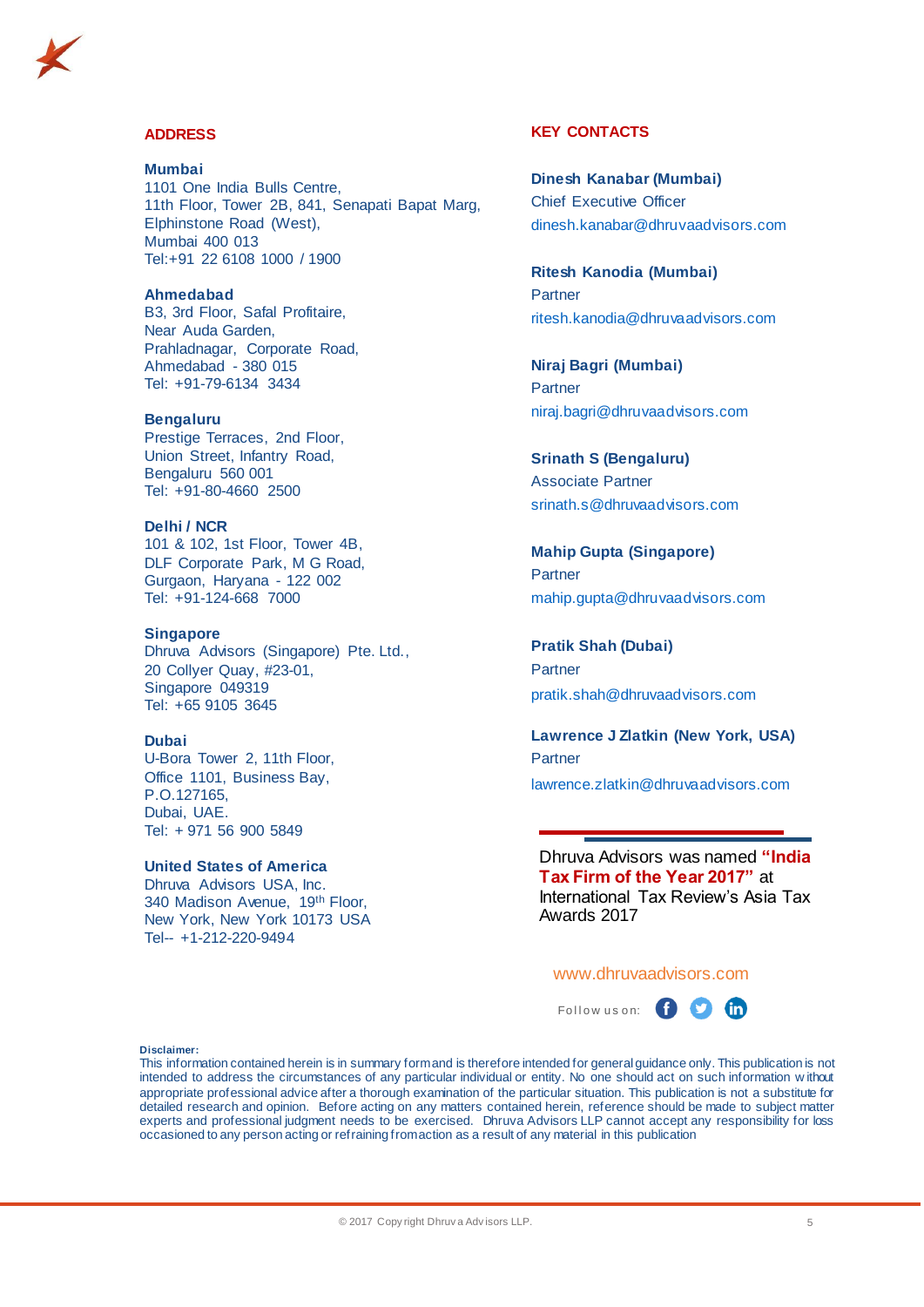## ADDRESS

**Mumbai**
1101 One India Bulls Centre,
11th Floor, Tower 2B, 841, Senapati Bapat Marg,
Elphinstone Road (West),
Mumbai 400 013
Tel:+91 22 6108 1000 / 1900

**Ahmedabad**
B3, 3rd Floor, Safal Profitaire,
Near Auda Garden,
Prahladnagar, Corporate Road,
Ahmedabad - 380 015
Tel: +91-79-6134 3434

**Bengaluru**
Prestige Terraces, 2nd Floor,
Union Street, Infantry Road,
Bengaluru 560 001
Tel: +91-80-4660 2500

**Delhi / NCR**
101 & 102, 1st Floor, Tower 4B,
DLF Corporate Park, M G Road,
Gurgaon, Haryana - 122 002
Tel: +91-124-668 7000

**Singapore**
Dhruva Advisors (Singapore) Pte. Ltd.,
20 Collyer Quay, #23-01,
Singapore 049319
Tel: +65 9105 3645

**Dubai**
U-Bora Tower 2, 11th Floor,
Office 1101, Business Bay,
P.O.127165,
Dubai, UAE.
Tel: + 971 56 900 5849

**United States of America**
Dhruva Advisors USA, Inc.
340 Madison Avenue, 19th Floor,
New York, New York 10173 USA
Tel-- +1-212-220-9494

## KEY CONTACTS

**Dinesh Kanabar (Mumbai)**
Chief Executive Officer
dinesh.kanabar@dhruvaadvisors.com

**Ritesh Kanodia (Mumbai)**
Partner
ritesh.kanodia@dhruvaadvisors.com

**Niraj Bagri (Mumbai)**
Partner
niraj.bagri@dhruvaadvisors.com

**Srinath S (Bengaluru)**
Associate Partner
srinath.s@dhruvaadvisors.com

**Mahip Gupta (Singapore)**
Partner
mahip.gupta@dhruvaadvisors.com

**Pratik Shah (Dubai)**
Partner
pratik.shah@dhruvaadvisors.com

**Lawrence J Zlatkin (New York, USA)**
Partner
lawrence.zlatkin@dhruvaadvisors.com

Dhruva Advisors was named **"India Tax Firm of the Year 2017"** at International Tax Review's Asia Tax Awards 2017

www.dhruvaadvisors.com

Follow us on:

**Disclaimer:**
This information contained herein is in summary form and is therefore intended for general guidance only. This publication is not intended to address the circumstances of any particular individual or entity. No one should act on such information without appropriate professional advice after a thorough examination of the particular situation. This publication is not a substitute for detailed research and opinion. Before acting on any matters contained herein, reference should be made to subject matter experts and professional judgment needs to be exercised. Dhruva Advisors LLP cannot accept any responsibility for loss occasioned to any person acting or refraining from action as a result of any material in this publication

© 2017 Copyright Dhruva Advisors LLP.